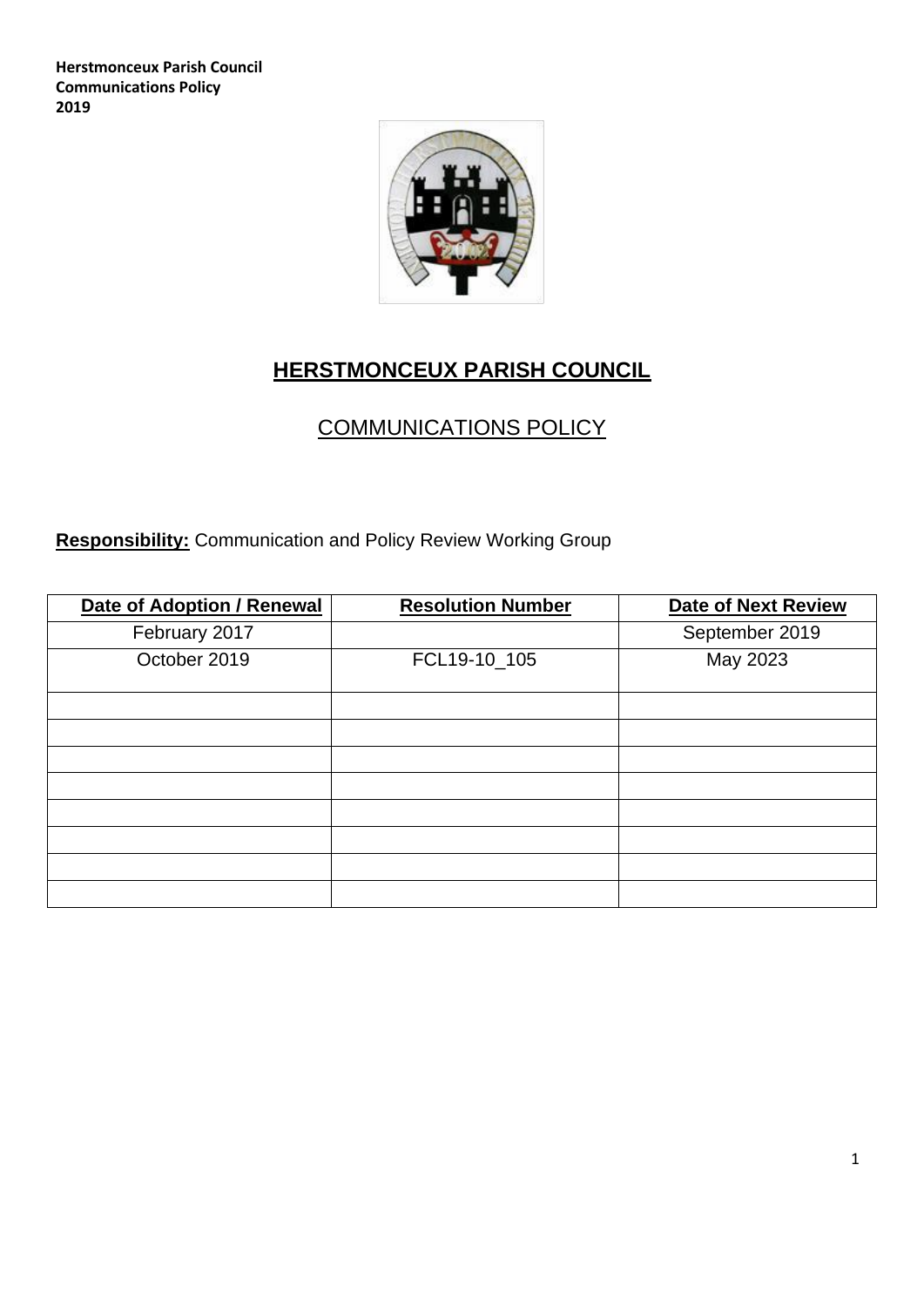**Herstmonceux Parish Council**
**Communications Policy**
**2019**

# HERSTMONCEUX PARISH COUNCIL

## COMMUNICATIONS POLICY

**Responsibility:** Communication and Policy Review Working Group

| Date of Adoption / Renewal | Resolution Number | Date of Next Review |
|---|---|---|
| February 2017 | | September 2019 |
| October 2019 | FCL19-10_105 | May 2023 |
| | | |
| | | |
| | | |
| | | |
| | | |
| | | |
| | | |
| | | |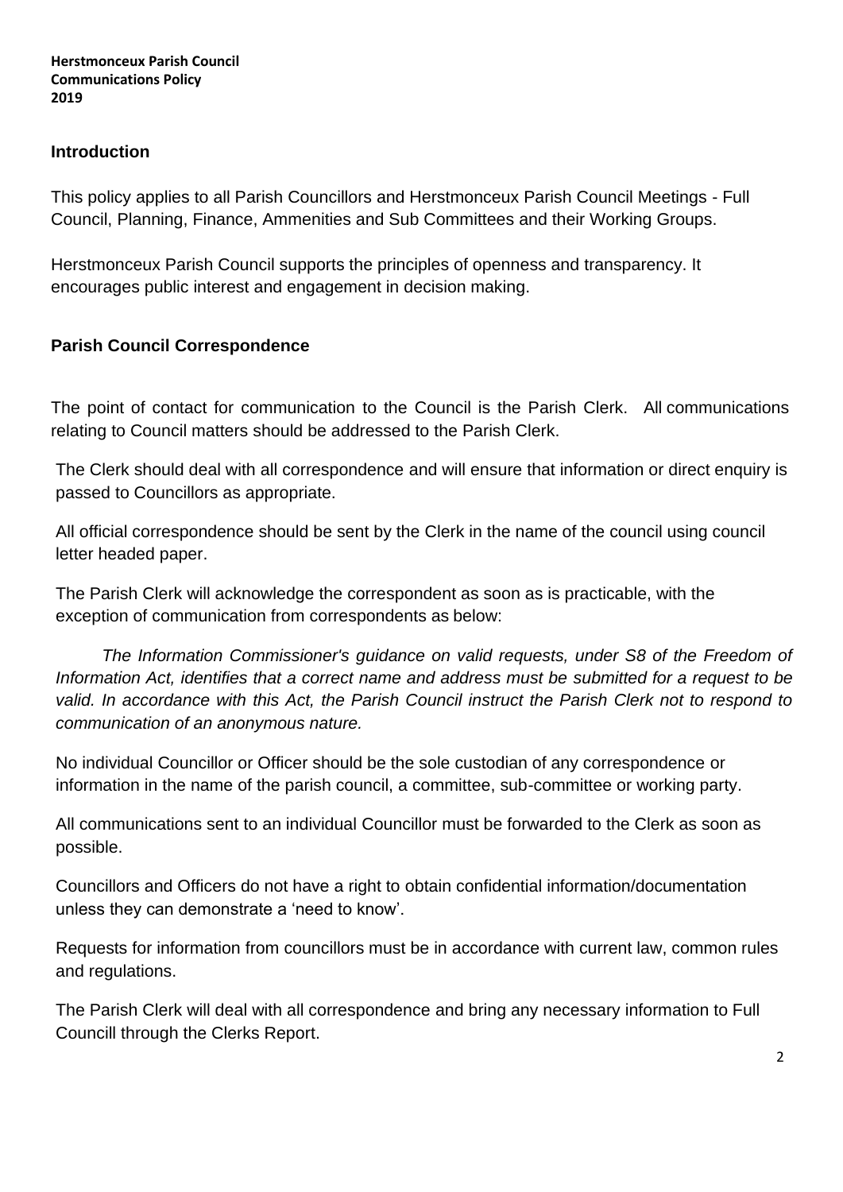**Herstmonceux Parish Council**
**Communications Policy**
**2019**

## Introduction

This policy applies to all Parish Councillors and Herstmonceux Parish Council Meetings - Full Council, Planning, Finance, Ammenities and Sub Committees and their Working Groups.

Herstmonceux Parish Council supports the principles of openness and transparency. It encourages public interest and engagement in decision making.

## Parish Council Correspondence

The point of contact for communication to the Council is the Parish Clerk. All communications relating to Council matters should be addressed to the Parish Clerk.

The Clerk should deal with all correspondence and will ensure that information or direct enquiry is passed to Councillors as appropriate.

All official correspondence should be sent by the Clerk in the name of the council using council letter headed paper.

The Parish Clerk will acknowledge the correspondent as soon as is practicable, with the exception of communication from correspondents as below:

*The Information Commissioner's guidance on valid requests, under S8 of the Freedom of Information Act, identifies that a correct name and address must be submitted for a request to be valid. In accordance with this Act, the Parish Council instruct the Parish Clerk not to respond to communication of an anonymous nature.*

No individual Councillor or Officer should be the sole custodian of any correspondence or information in the name of the parish council, a committee, sub-committee or working party.

All communications sent to an individual Councillor must be forwarded to the Clerk as soon as possible.

Councillors and Officers do not have a right to obtain confidential information/documentation unless they can demonstrate a 'need to know'.

Requests for information from councillors must be in accordance with current law, common rules and regulations.

The Parish Clerk will deal with all correspondence and bring any necessary information to Full Councill through the Clerks Report.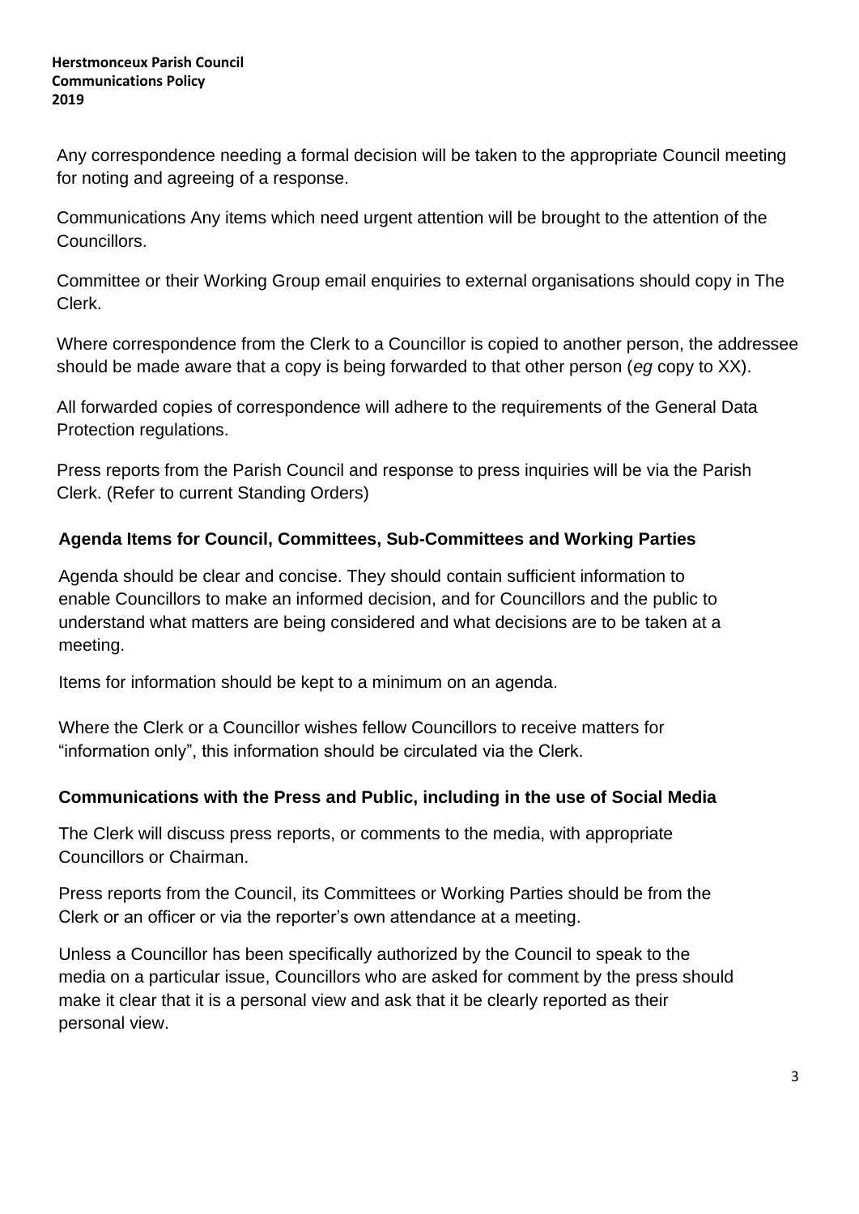Any correspondence needing a formal decision will be taken to the appropriate Council meeting for noting and agreeing of a response.

Communications Any items which need urgent attention will be brought to the attention of the Councillors.

Committee or their Working Group email enquiries to external organisations should copy in The Clerk.

Where correspondence from the Clerk to a Councillor is copied to another person, the addressee should be made aware that a copy is being forwarded to that other person (*eg* copy to XX).

All forwarded copies of correspondence will adhere to the requirements of the General Data Protection regulations.

Press reports from the Parish Council and response to press inquiries will be via the Parish Clerk. (Refer to current Standing Orders)

### Agenda Items for Council, Committees, Sub-Committees and Working Parties

Agenda should be clear and concise. They should contain sufficient information to enable Councillors to make an informed decision, and for Councillors and the public to understand what matters are being considered and what decisions are to be taken at a meeting.

Items for information should be kept to a minimum on an agenda.

Where the Clerk or a Councillor wishes fellow Councillors to receive matters for "information only", this information should be circulated via the Clerk.

### Communications with the Press and Public, including in the use of Social Media

The Clerk will discuss press reports, or comments to the media, with appropriate Councillors or Chairman.

Press reports from the Council, its Committees or Working Parties should be from the Clerk or an officer or via the reporter's own attendance at a meeting.

Unless a Councillor has been specifically authorized by the Council to speak to the media on a particular issue, Councillors who are asked for comment by the press should make it clear that it is a personal view and ask that it be clearly reported as their personal view.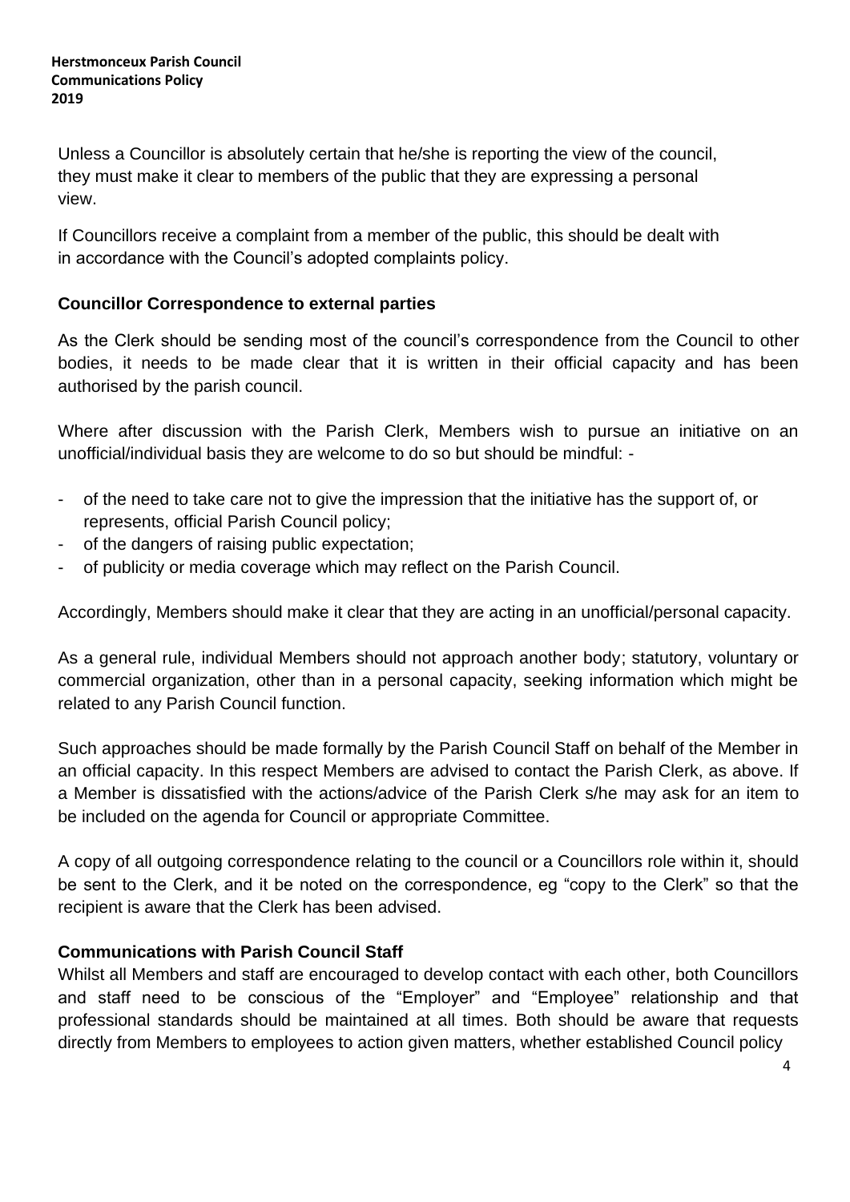Unless a Councillor is absolutely certain that he/she is reporting the view of the council, they must make it clear to members of the public that they are expressing a personal view.

If Councillors receive a complaint from a member of the public, this should be dealt with in accordance with the Council's adopted complaints policy.

### Councillor Correspondence to external parties

As the Clerk should be sending most of the council's correspondence from the Council to other bodies, it needs to be made clear that it is written in their official capacity and has been authorised by the parish council.

Where after discussion with the Parish Clerk, Members wish to pursue an initiative on an unofficial/individual basis they are welcome to do so but should be mindful: -

- of the need to take care not to give the impression that the initiative has the support of, or represents, official Parish Council policy;
- of the dangers of raising public expectation;
- of publicity or media coverage which may reflect on the Parish Council.

Accordingly, Members should make it clear that they are acting in an unofficial/personal capacity.

As a general rule, individual Members should not approach another body; statutory, voluntary or commercial organization, other than in a personal capacity, seeking information which might be related to any Parish Council function.

Such approaches should be made formally by the Parish Council Staff on behalf of the Member in an official capacity. In this respect Members are advised to contact the Parish Clerk, as above. If a Member is dissatisfied with the actions/advice of the Parish Clerk s/he may ask for an item to be included on the agenda for Council or appropriate Committee.

A copy of all outgoing correspondence relating to the council or a Councillors role within it, should be sent to the Clerk, and it be noted on the correspondence, eg "copy to the Clerk" so that the recipient is aware that the Clerk has been advised.

### Communications with Parish Council Staff

Whilst all Members and staff are encouraged to develop contact with each other, both Councillors and staff need to be conscious of the "Employer" and "Employee" relationship and that professional standards should be maintained at all times. Both should be aware that requests directly from Members to employees to action given matters, whether established Council policy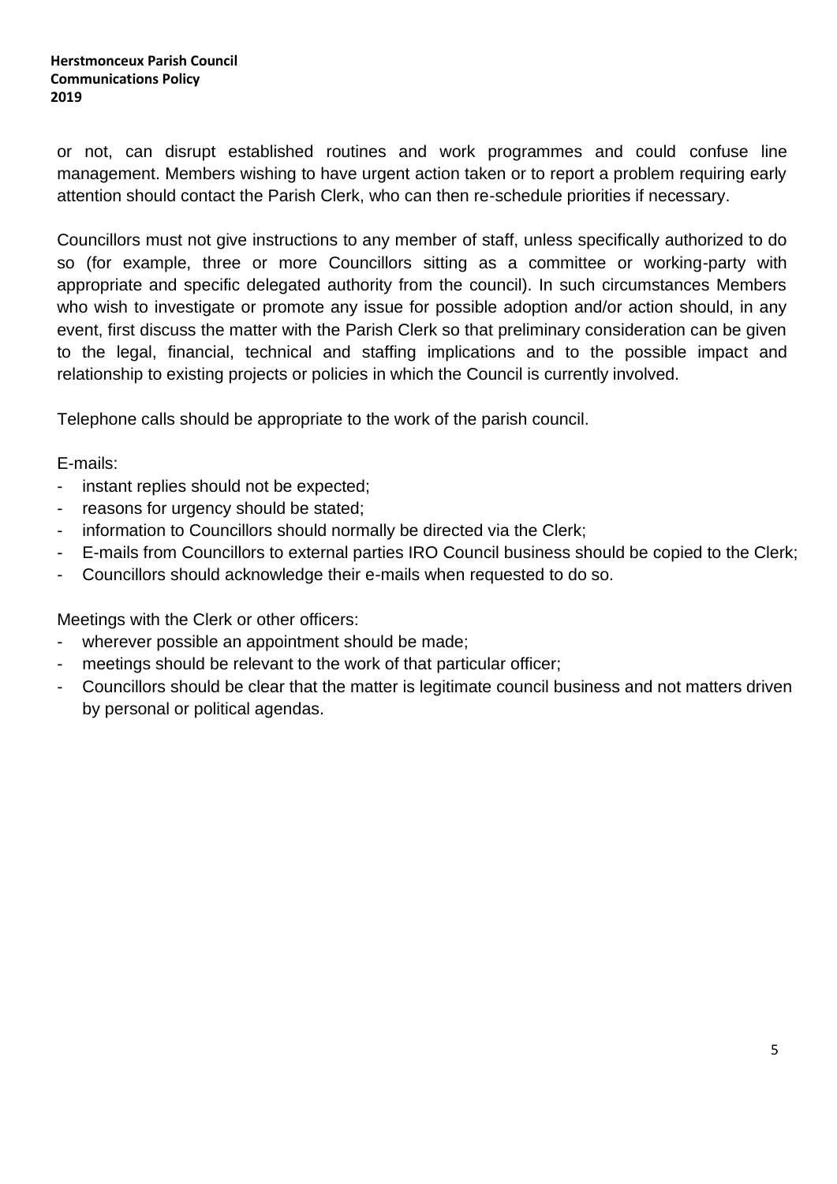or not, can disrupt established routines and work programmes and could confuse line management. Members wishing to have urgent action taken or to report a problem requiring early attention should contact the Parish Clerk, who can then re-schedule priorities if necessary.

Councillors must not give instructions to any member of staff, unless specifically authorized to do so (for example, three or more Councillors sitting as a committee or working-party with appropriate and specific delegated authority from the council). In such circumstances Members who wish to investigate or promote any issue for possible adoption and/or action should, in any event, first discuss the matter with the Parish Clerk so that preliminary consideration can be given to the legal, financial, technical and staffing implications and to the possible impact and relationship to existing projects or policies in which the Council is currently involved.

Telephone calls should be appropriate to the work of the parish council.

E-mails:

- instant replies should not be expected;
- reasons for urgency should be stated;
- information to Councillors should normally be directed via the Clerk;
- E-mails from Councillors to external parties IRO Council business should be copied to the Clerk;
- Councillors should acknowledge their e-mails when requested to do so.

Meetings with the Clerk or other officers:

- wherever possible an appointment should be made;
- meetings should be relevant to the work of that particular officer;
- Councillors should be clear that the matter is legitimate council business and not matters driven by personal or political agendas.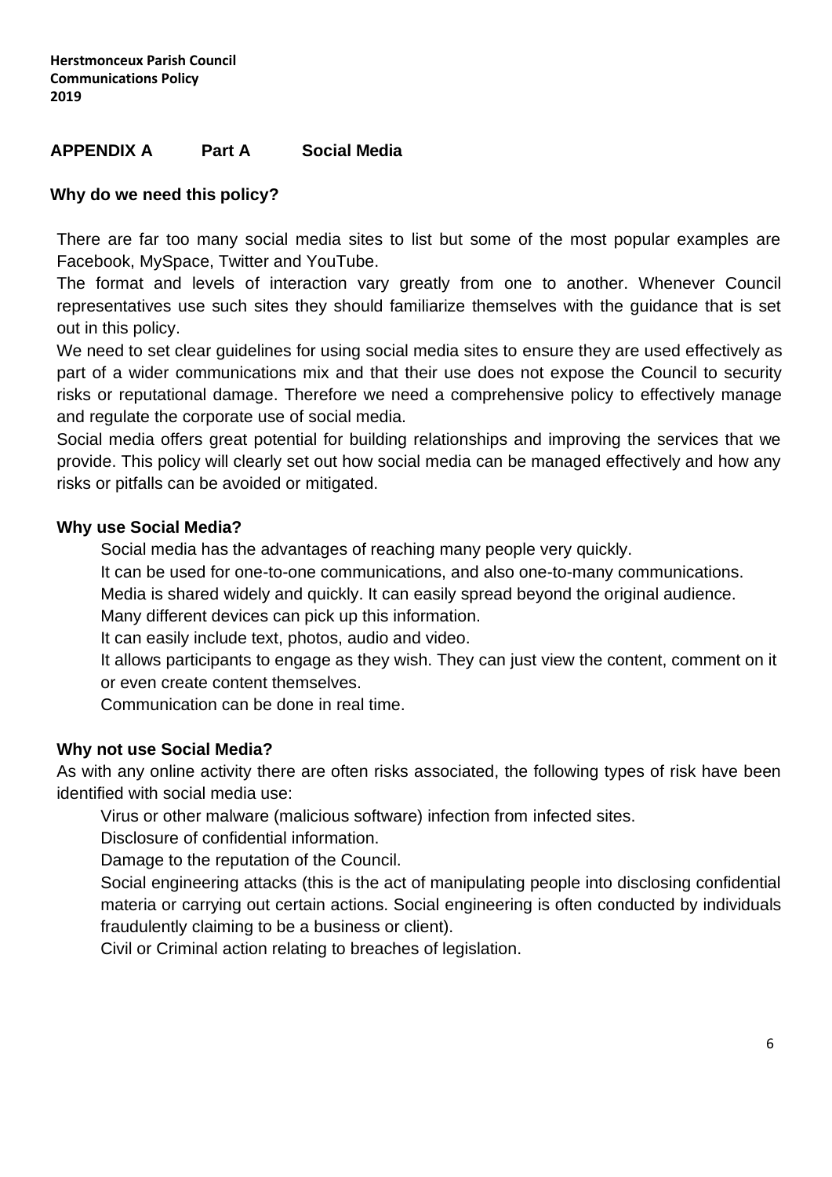## APPENDIX A Part A Social Media

### Why do we need this policy?

There are far too many social media sites to list but some of the most popular examples are Facebook, MySpace, Twitter and YouTube.

The format and levels of interaction vary greatly from one to another. Whenever Council representatives use such sites they should familiarize themselves with the guidance that is set out in this policy.

We need to set clear guidelines for using social media sites to ensure they are used effectively as part of a wider communications mix and that their use does not expose the Council to security risks or reputational damage. Therefore we need a comprehensive policy to effectively manage and regulate the corporate use of social media.

Social media offers great potential for building relationships and improving the services that we provide. This policy will clearly set out how social media can be managed effectively and how any risks or pitfalls can be avoided or mitigated.

### Why use Social Media?

- Social media has the advantages of reaching many people very quickly.
- It can be used for one-to-one communications, and also one-to-many communications.
- Media is shared widely and quickly. It can easily spread beyond the original audience.
- Many different devices can pick up this information.
- It can easily include text, photos, audio and video.
- It allows participants to engage as they wish. They can just view the content, comment on it or even create content themselves.
- Communication can be done in real time.

### Why not use Social Media?

As with any online activity there are often risks associated, the following types of risk have been identified with social media use:

- Virus or other malware (malicious software) infection from infected sites.
- Disclosure of confidential information.
- Damage to the reputation of the Council.
- Social engineering attacks (this is the act of manipulating people into disclosing confidential materia or carrying out certain actions. Social engineering is often conducted by individuals fraudulently claiming to be a business or client).
- Civil or Criminal action relating to breaches of legislation.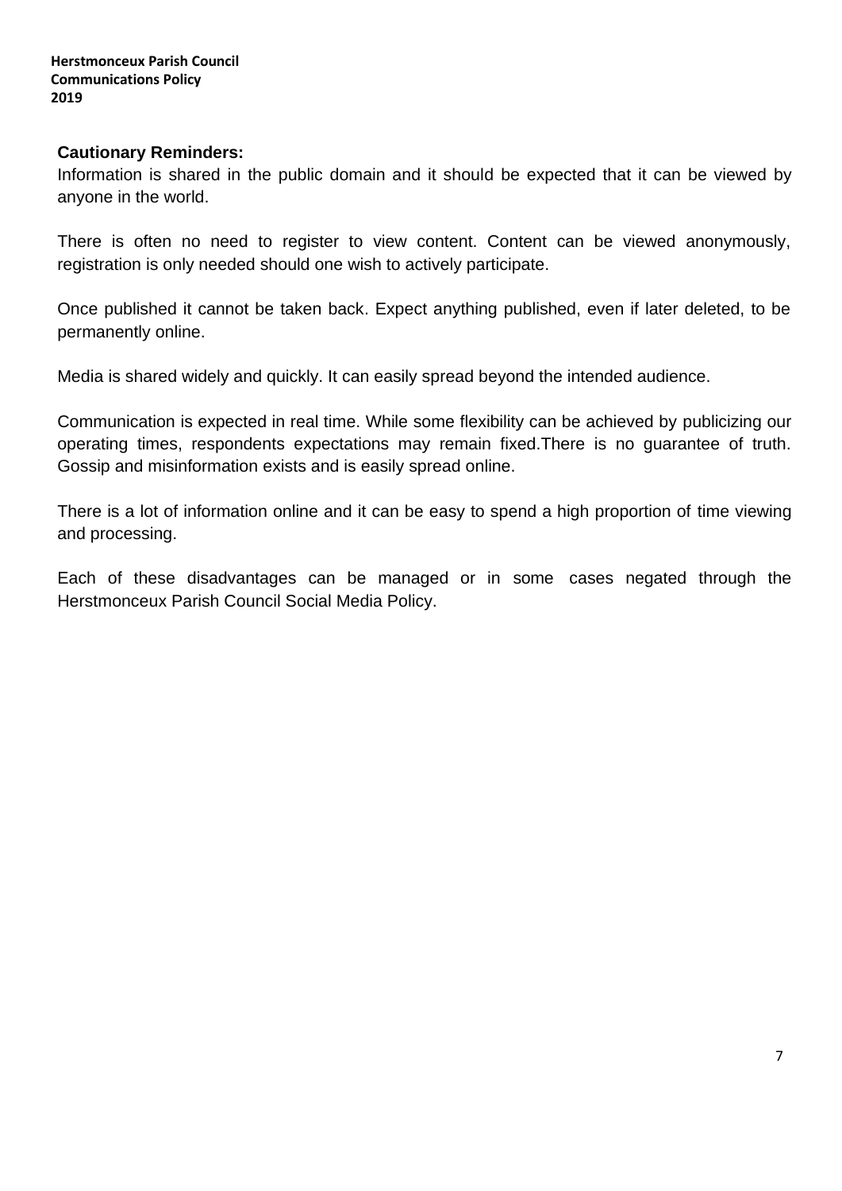**Cautionary Reminders:**

Information is shared in the public domain and it should be expected that it can be viewed by anyone in the world.

There is often no need to register to view content. Content can be viewed anonymously, registration is only needed should one wish to actively participate.

Once published it cannot be taken back. Expect anything published, even if later deleted, to be permanently online.

Media is shared widely and quickly. It can easily spread beyond the intended audience.

Communication is expected in real time. While some flexibility can be achieved by publicizing our operating times, respondents expectations may remain fixed.There is no guarantee of truth. Gossip and misinformation exists and is easily spread online.

There is a lot of information online and it can be easy to spend a high proportion of time viewing and processing.

Each of these disadvantages can be managed or in some cases negated through the Herstmonceux Parish Council Social Media Policy.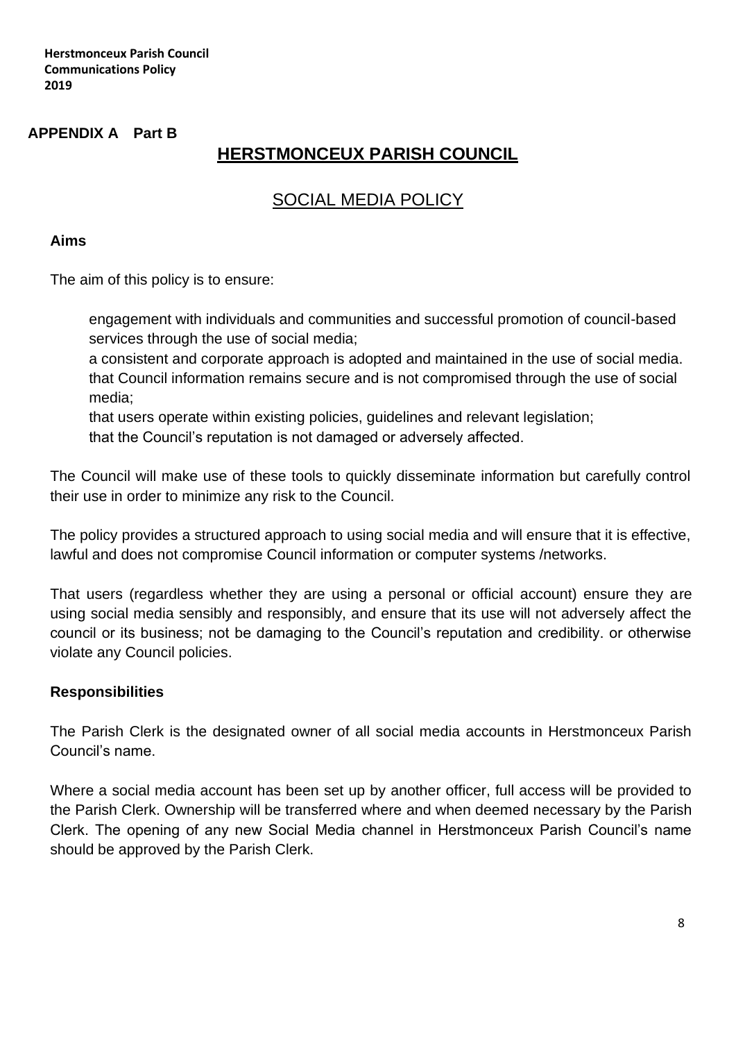**APPENDIX A Part B**

# HERSTMONCEUX PARISH COUNCIL

## SOCIAL MEDIA POLICY

### Aims

The aim of this policy is to ensure:

- engagement with individuals and communities and successful promotion of council-based services through the use of social media;
- a consistent and corporate approach is adopted and maintained in the use of social media.
- that Council information remains secure and is not compromised through the use of social media;
- that users operate within existing policies, guidelines and relevant legislation;
- that the Council's reputation is not damaged or adversely affected.

The Council will make use of these tools to quickly disseminate information but carefully control their use in order to minimize any risk to the Council.

The policy provides a structured approach to using social media and will ensure that it is effective, lawful and does not compromise Council information or computer systems /networks.

That users (regardless whether they are using a personal or official account) ensure they are using social media sensibly and responsibly, and ensure that its use will not adversely affect the council or its business; not be damaging to the Council's reputation and credibility. or otherwise violate any Council policies.

### Responsibilities

The Parish Clerk is the designated owner of all social media accounts in Herstmonceux Parish Council's name.

Where a social media account has been set up by another officer, full access will be provided to the Parish Clerk. Ownership will be transferred where and when deemed necessary by the Parish Clerk. The opening of any new Social Media channel in Herstmonceux Parish Council's name should be approved by the Parish Clerk.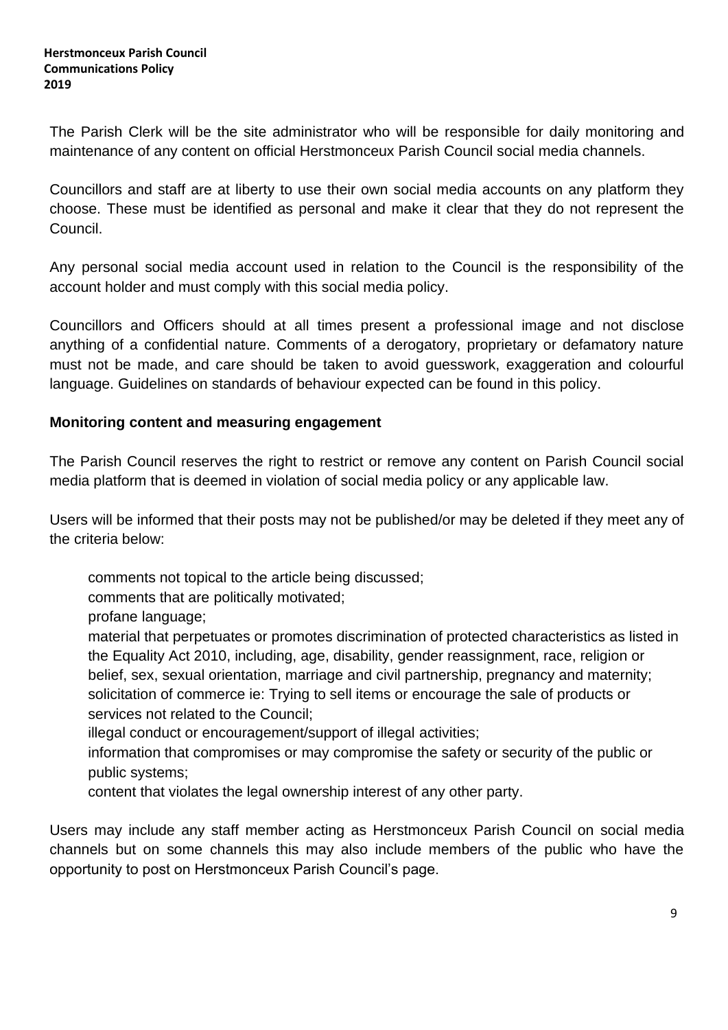The Parish Clerk will be the site administrator who will be responsible for daily monitoring and maintenance of any content on official Herstmonceux Parish Council social media channels.

Councillors and staff are at liberty to use their own social media accounts on any platform they choose. These must be identified as personal and make it clear that they do not represent the Council.

Any personal social media account used in relation to the Council is the responsibility of the account holder and must comply with this social media policy.

Councillors and Officers should at all times present a professional image and not disclose anything of a confidential nature. Comments of a derogatory, proprietary or defamatory nature must not be made, and care should be taken to avoid guesswork, exaggeration and colourful language. Guidelines on standards of behaviour expected can be found in this policy.

**Monitoring content and measuring engagement**

The Parish Council reserves the right to restrict or remove any content on Parish Council social media platform that is deemed in violation of social media policy or any applicable law.

Users will be informed that their posts may not be published/or may be deleted if they meet any of the criteria below:

- comments not topical to the article being discussed;
- comments that are politically motivated;
- profane language;
- material that perpetuates or promotes discrimination of protected characteristics as listed in the Equality Act 2010, including, age, disability, gender reassignment, race, religion or belief, sex, sexual orientation, marriage and civil partnership, pregnancy and maternity;
- solicitation of commerce ie: Trying to sell items or encourage the sale of products or services not related to the Council;
- illegal conduct or encouragement/support of illegal activities;
- information that compromises or may compromise the safety or security of the public or public systems;
- content that violates the legal ownership interest of any other party.

Users may include any staff member acting as Herstmonceux Parish Council on social media channels but on some channels this may also include members of the public who have the opportunity to post on Herstmonceux Parish Council's page.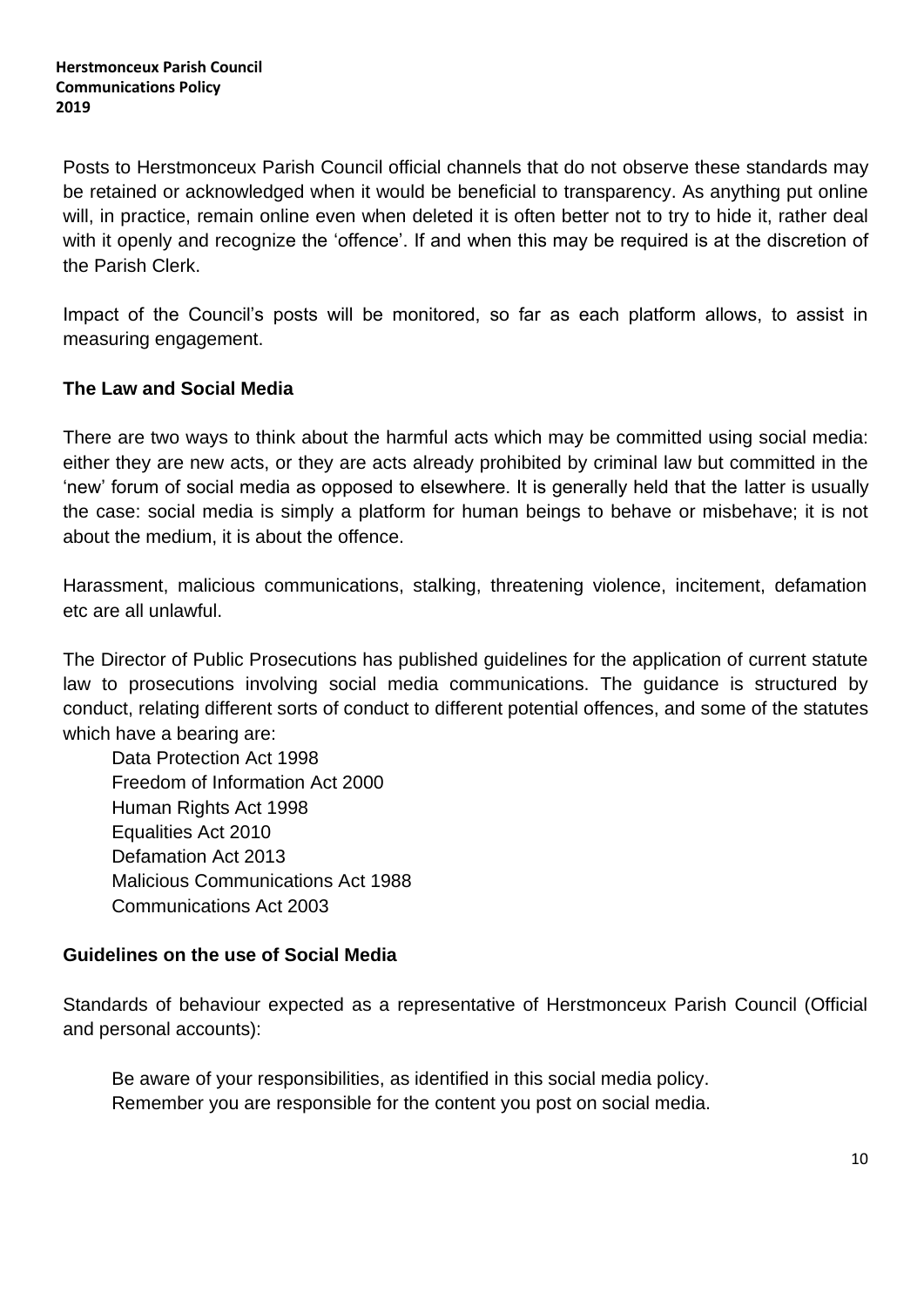Posts to Herstmonceux Parish Council official channels that do not observe these standards may be retained or acknowledged when it would be beneficial to transparency. As anything put online will, in practice, remain online even when deleted it is often better not to try to hide it, rather deal with it openly and recognize the 'offence'. If and when this may be required is at the discretion of the Parish Clerk.

Impact of the Council's posts will be monitored, so far as each platform allows, to assist in measuring engagement.

**The Law and Social Media**

There are two ways to think about the harmful acts which may be committed using social media: either they are new acts, or they are acts already prohibited by criminal law but committed in the 'new' forum of social media as opposed to elsewhere. It is generally held that the latter is usually the case: social media is simply a platform for human beings to behave or misbehave; it is not about the medium, it is about the offence.

Harassment, malicious communications, stalking, threatening violence, incitement, defamation etc are all unlawful.

The Director of Public Prosecutions has published guidelines for the application of current statute law to prosecutions involving social media communications. The guidance is structured by conduct, relating different sorts of conduct to different potential offences, and some of the statutes which have a bearing are:

- Data Protection Act 1998
- Freedom of Information Act 2000
- Human Rights Act 1998
- Equalities Act 2010
- Defamation Act 2013
- Malicious Communications Act 1988
- Communications Act 2003

**Guidelines on the use of Social Media**

Standards of behaviour expected as a representative of Herstmonceux Parish Council (Official and personal accounts):

- Be aware of your responsibilities, as identified in this social media policy.
- Remember you are responsible for the content you post on social media.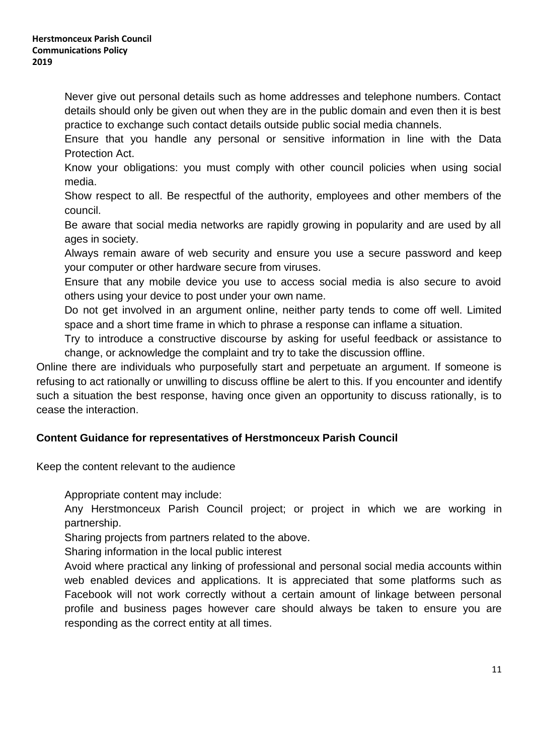- Never give out personal details such as home addresses and telephone numbers. Contact details should only be given out when they are in the public domain and even then it is best practice to exchange such contact details outside public social media channels.
- Ensure that you handle any personal or sensitive information in line with the Data Protection Act.
- Know your obligations: you must comply with other council policies when using social media.
- Show respect to all. Be respectful of the authority, employees and other members of the council.
- Be aware that social media networks are rapidly growing in popularity and are used by all ages in society.
- Always remain aware of web security and ensure you use a secure password and keep your computer or other hardware secure from viruses.
- Ensure that any mobile device you use to access social media is also secure to avoid others using your device to post under your own name.
- Do not get involved in an argument online, neither party tends to come off well. Limited space and a short time frame in which to phrase a response can inflame a situation.
- Try to introduce a constructive discourse by asking for useful feedback or assistance to change, or acknowledge the complaint and try to take the discussion offline.

Online there are individuals who purposefully start and perpetuate an argument. If someone is refusing to act rationally or unwilling to discuss offline be alert to this. If you encounter and identify such a situation the best response, having once given an opportunity to discuss rationally, is to cease the interaction.

**Content Guidance for representatives of Herstmonceux Parish Council**

Keep the content relevant to the audience

- Appropriate content may include:
- Any Herstmonceux Parish Council project; or project in which we are working in partnership.
- Sharing projects from partners related to the above.
- Sharing information in the local public interest
- Avoid where practical any linking of professional and personal social media accounts within web enabled devices and applications. It is appreciated that some platforms such as Facebook will not work correctly without a certain amount of linkage between personal profile and business pages however care should always be taken to ensure you are responding as the correct entity at all times.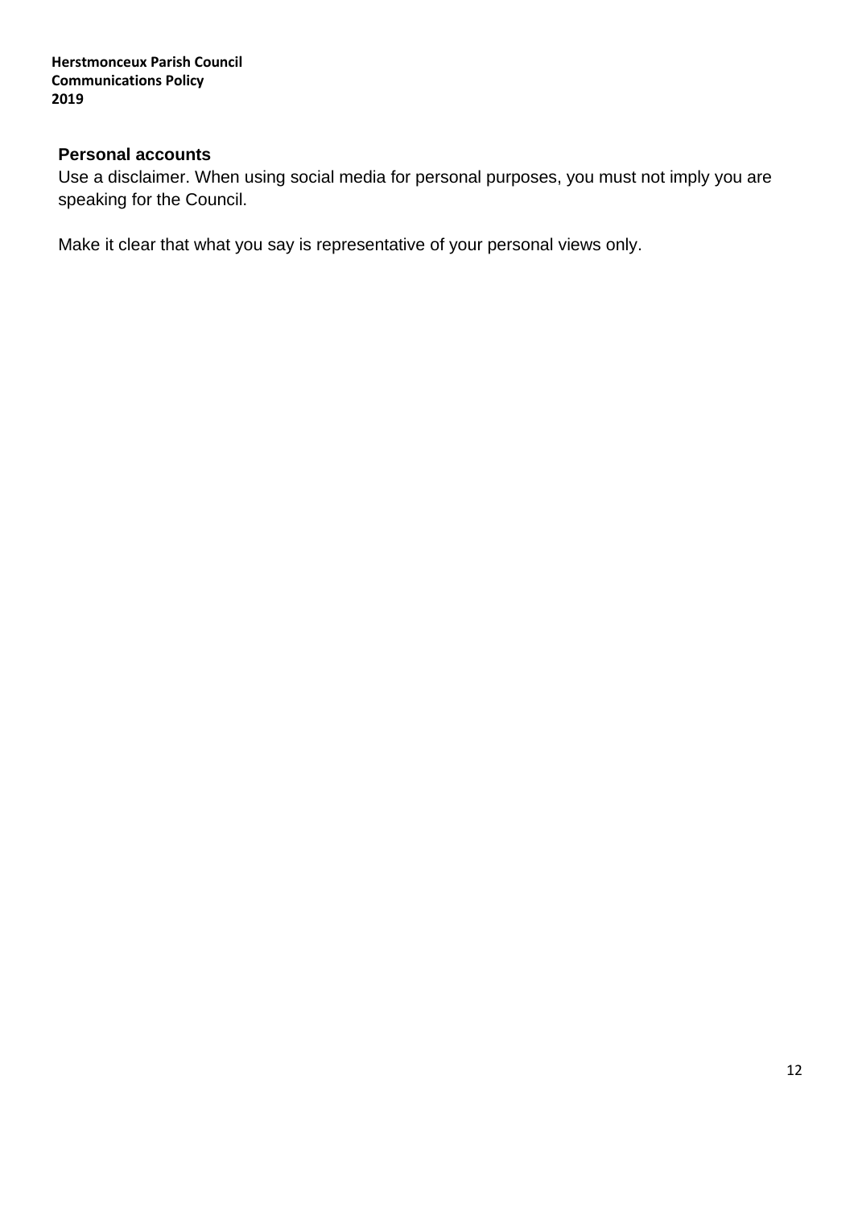### Personal accounts

Use a disclaimer. When using social media for personal purposes, you must not imply you are speaking for the Council.

Make it clear that what you say is representative of your personal views only.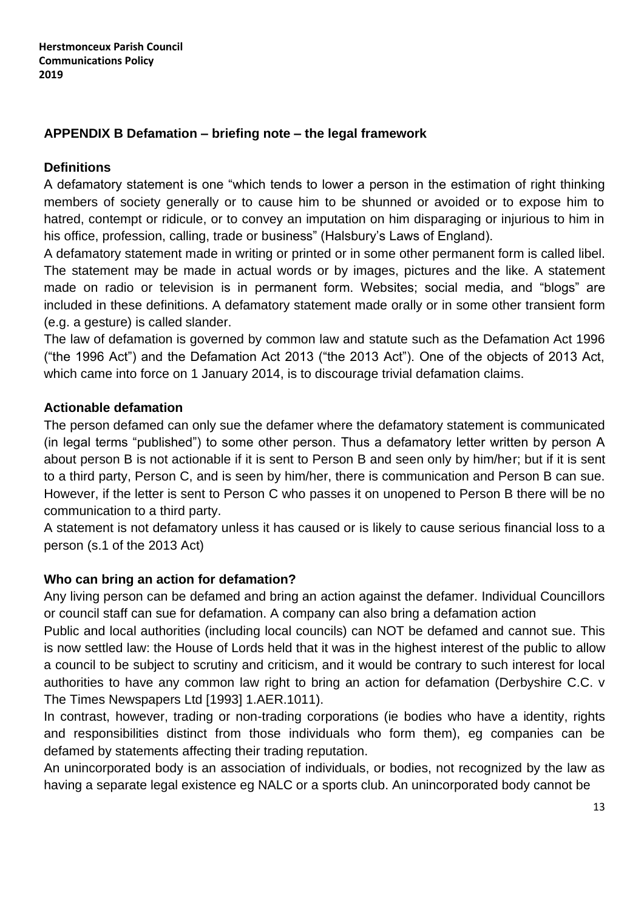## APPENDIX B Defamation – briefing note – the legal framework

### Definitions

A defamatory statement is one "which tends to lower a person in the estimation of right thinking members of society generally or to cause him to be shunned or avoided or to expose him to hatred, contempt or ridicule, or to convey an imputation on him disparaging or injurious to him in his office, profession, calling, trade or business" (Halsbury's Laws of England).

A defamatory statement made in writing or printed or in some other permanent form is called libel. The statement may be made in actual words or by images, pictures and the like. A statement made on radio or television is in permanent form. Websites; social media, and "blogs" are included in these definitions. A defamatory statement made orally or in some other transient form (e.g. a gesture) is called slander.

The law of defamation is governed by common law and statute such as the Defamation Act 1996 ("the 1996 Act") and the Defamation Act 2013 ("the 2013 Act"). One of the objects of 2013 Act, which came into force on 1 January 2014, is to discourage trivial defamation claims.

### Actionable defamation

The person defamed can only sue the defamer where the defamatory statement is communicated (in legal terms "published") to some other person. Thus a defamatory letter written by person A about person B is not actionable if it is sent to Person B and seen only by him/her; but if it is sent to a third party, Person C, and is seen by him/her, there is communication and Person B can sue. However, if the letter is sent to Person C who passes it on unopened to Person B there will be no communication to a third party.

A statement is not defamatory unless it has caused or is likely to cause serious financial loss to a person (s.1 of the 2013 Act)

### Who can bring an action for defamation?

Any living person can be defamed and bring an action against the defamer. Individual Councillors or council staff can sue for defamation. A company can also bring a defamation action

Public and local authorities (including local councils) can NOT be defamed and cannot sue. This is now settled law: the House of Lords held that it was in the highest interest of the public to allow a council to be subject to scrutiny and criticism, and it would be contrary to such interest for local authorities to have any common law right to bring an action for defamation (Derbyshire C.C. v The Times Newspapers Ltd [1993] 1.AER.1011).

In contrast, however, trading or non-trading corporations (ie bodies who have a identity, rights and responsibilities distinct from those individuals who form them), eg companies can be defamed by statements affecting their trading reputation.

An unincorporated body is an association of individuals, or bodies, not recognized by the law as having a separate legal existence eg NALC or a sports club. An unincorporated body cannot be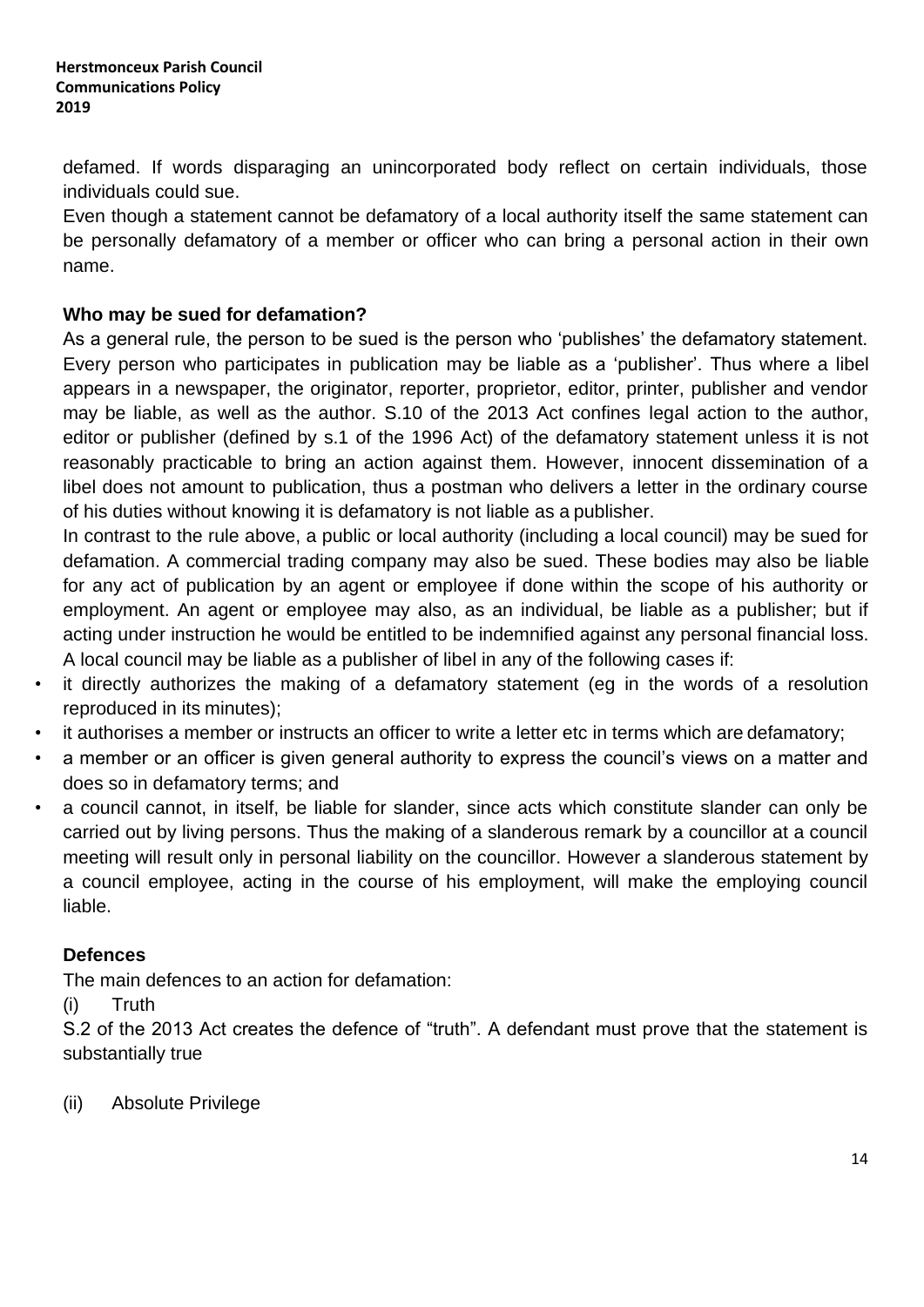defamed. If words disparaging an unincorporated body reflect on certain individuals, those individuals could sue.

Even though a statement cannot be defamatory of a local authority itself the same statement can be personally defamatory of a member or officer who can bring a personal action in their own name.

**Who may be sued for defamation?**

As a general rule, the person to be sued is the person who 'publishes' the defamatory statement. Every person who participates in publication may be liable as a 'publisher'. Thus where a libel appears in a newspaper, the originator, reporter, proprietor, editor, printer, publisher and vendor may be liable, as well as the author. S.10 of the 2013 Act confines legal action to the author, editor or publisher (defined by s.1 of the 1996 Act) of the defamatory statement unless it is not reasonably practicable to bring an action against them. However, innocent dissemination of a libel does not amount to publication, thus a postman who delivers a letter in the ordinary course of his duties without knowing it is defamatory is not liable as a publisher.

In contrast to the rule above, a public or local authority (including a local council) may be sued for defamation. A commercial trading company may also be sued. These bodies may also be liable for any act of publication by an agent or employee if done within the scope of his authority or employment. An agent or employee may also, as an individual, be liable as a publisher; but if acting under instruction he would be entitled to be indemnified against any personal financial loss.

A local council may be liable as a publisher of libel in any of the following cases if:

- it directly authorizes the making of a defamatory statement (eg in the words of a resolution reproduced in its minutes);
- it authorises a member or instructs an officer to write a letter etc in terms which are defamatory;
- a member or an officer is given general authority to express the council's views on a matter and does so in defamatory terms; and
- a council cannot, in itself, be liable for slander, since acts which constitute slander can only be carried out by living persons. Thus the making of a slanderous remark by a councillor at a council meeting will result only in personal liability on the councillor. However a slanderous statement by a council employee, acting in the course of his employment, will make the employing council liable.

**Defences**

The main defences to an action for defamation:

(i) Truth

S.2 of the 2013 Act creates the defence of "truth". A defendant must prove that the statement is substantially true

(ii) Absolute Privilege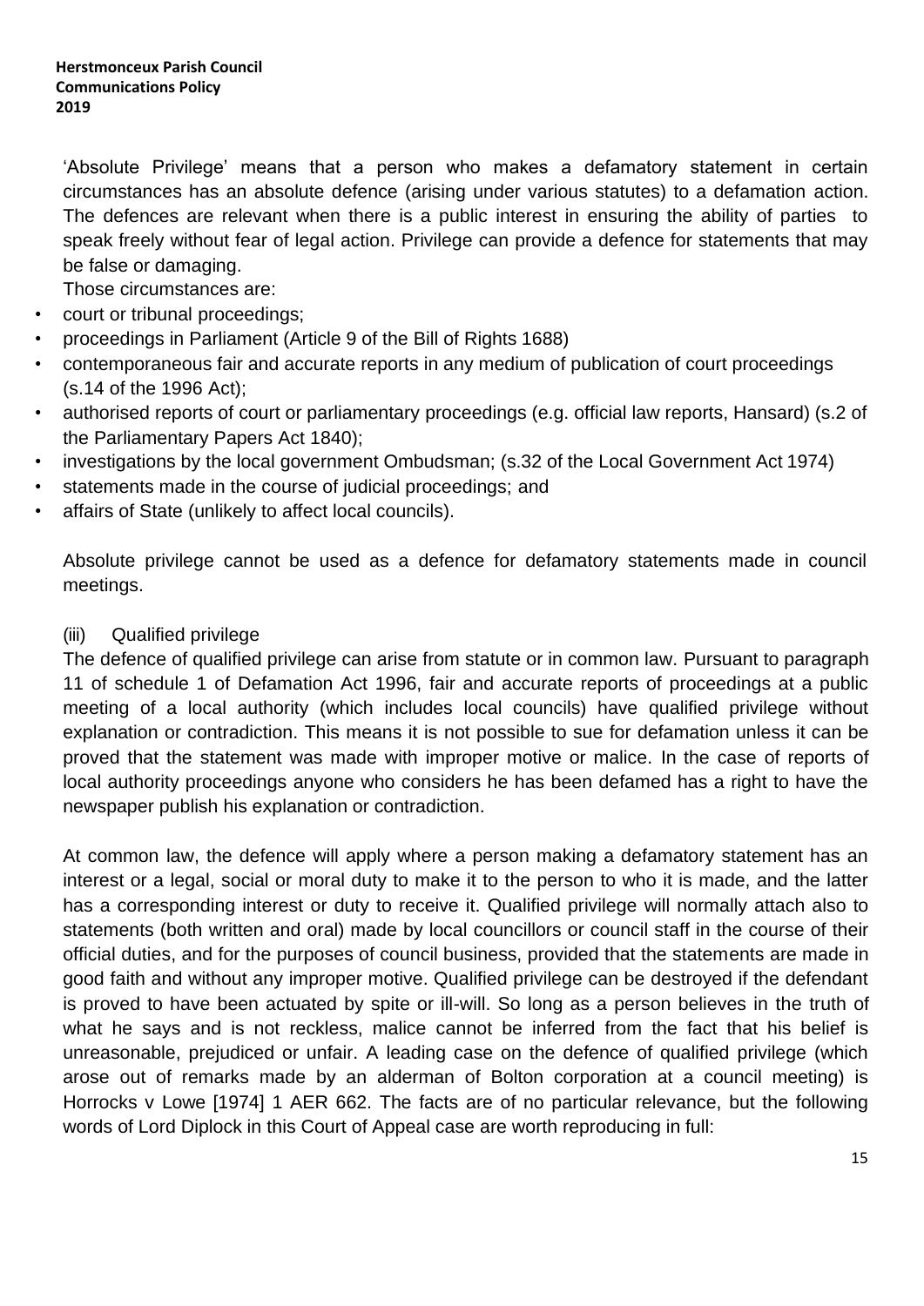'Absolute Privilege' means that a person who makes a defamatory statement in certain circumstances has an absolute defence (arising under various statutes) to a defamation action. The defences are relevant when there is a public interest in ensuring the ability of parties to speak freely without fear of legal action. Privilege can provide a defence for statements that may be false or damaging.

Those circumstances are:

- court or tribunal proceedings;
- proceedings in Parliament (Article 9 of the Bill of Rights 1688)
- contemporaneous fair and accurate reports in any medium of publication of court proceedings (s.14 of the 1996 Act);
- authorised reports of court or parliamentary proceedings (e.g. official law reports, Hansard) (s.2 of the Parliamentary Papers Act 1840);
- investigations by the local government Ombudsman; (s.32 of the Local Government Act 1974)
- statements made in the course of judicial proceedings; and
- affairs of State (unlikely to affect local councils).

Absolute privilege cannot be used as a defence for defamatory statements made in council meetings.

(iii) Qualified privilege

The defence of qualified privilege can arise from statute or in common law. Pursuant to paragraph 11 of schedule 1 of Defamation Act 1996, fair and accurate reports of proceedings at a public meeting of a local authority (which includes local councils) have qualified privilege without explanation or contradiction. This means it is not possible to sue for defamation unless it can be proved that the statement was made with improper motive or malice. In the case of reports of local authority proceedings anyone who considers he has been defamed has a right to have the newspaper publish his explanation or contradiction.

At common law, the defence will apply where a person making a defamatory statement has an interest or a legal, social or moral duty to make it to the person to who it is made, and the latter has a corresponding interest or duty to receive it. Qualified privilege will normally attach also to statements (both written and oral) made by local councillors or council staff in the course of their official duties, and for the purposes of council business, provided that the statements are made in good faith and without any improper motive. Qualified privilege can be destroyed if the defendant is proved to have been actuated by spite or ill-will. So long as a person believes in the truth of what he says and is not reckless, malice cannot be inferred from the fact that his belief is unreasonable, prejudiced or unfair. A leading case on the defence of qualified privilege (which arose out of remarks made by an alderman of Bolton corporation at a council meeting) is Horrocks v Lowe [1974] 1 AER 662. The facts are of no particular relevance, but the following words of Lord Diplock in this Court of Appeal case are worth reproducing in full: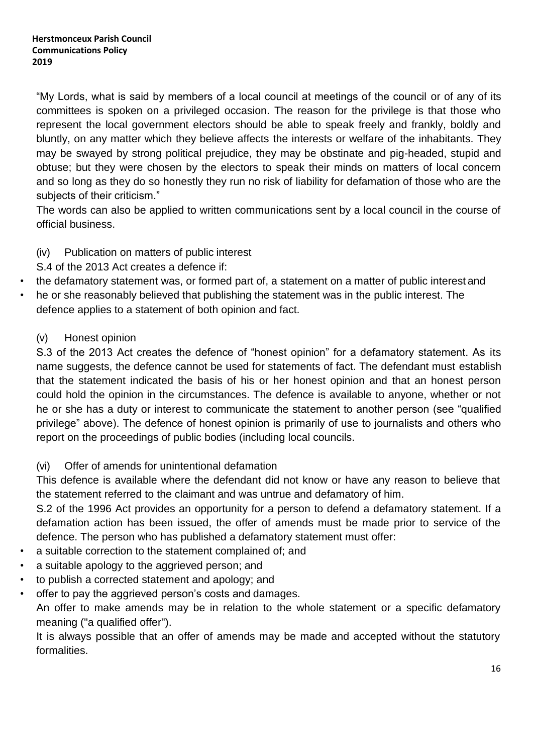"My Lords, what is said by members of a local council at meetings of the council or of any of its committees is spoken on a privileged occasion. The reason for the privilege is that those who represent the local government electors should be able to speak freely and frankly, boldly and bluntly, on any matter which they believe affects the interests or welfare of the inhabitants. They may be swayed by strong political prejudice, they may be obstinate and pig-headed, stupid and obtuse; but they were chosen by the electors to speak their minds on matters of local concern and so long as they do so honestly they run no risk of liability for defamation of those who are the subjects of their criticism."

The words can also be applied to written communications sent by a local council in the course of official business.

(iv) Publication on matters of public interest

S.4 of the 2013 Act creates a defence if:

- the defamatory statement was, or formed part of, a statement on a matter of public interest and
- he or she reasonably believed that publishing the statement was in the public interest. The defence applies to a statement of both opinion and fact.

(v) Honest opinion

S.3 of the 2013 Act creates the defence of "honest opinion" for a defamatory statement. As its name suggests, the defence cannot be used for statements of fact. The defendant must establish that the statement indicated the basis of his or her honest opinion and that an honest person could hold the opinion in the circumstances. The defence is available to anyone, whether or not he or she has a duty or interest to communicate the statement to another person (see "qualified privilege" above). The defence of honest opinion is primarily of use to journalists and others who report on the proceedings of public bodies (including local councils.

(vi) Offer of amends for unintentional defamation

This defence is available where the defendant did not know or have any reason to believe that the statement referred to the claimant and was untrue and defamatory of him.

S.2 of the 1996 Act provides an opportunity for a person to defend a defamatory statement. If a defamation action has been issued, the offer of amends must be made prior to service of the defence. The person who has published a defamatory statement must offer:

- a suitable correction to the statement complained of; and
- a suitable apology to the aggrieved person; and
- to publish a corrected statement and apology; and
- offer to pay the aggrieved person's costs and damages.

An offer to make amends may be in relation to the whole statement or a specific defamatory meaning ("a qualified offer").

It is always possible that an offer of amends may be made and accepted without the statutory formalities.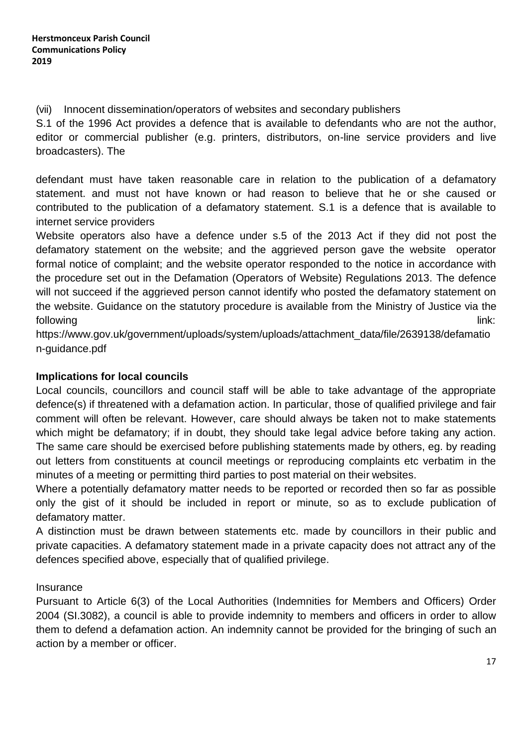(vii) Innocent dissemination/operators of websites and secondary publishers

S.1 of the 1996 Act provides a defence that is available to defendants who are not the author, editor or commercial publisher (e.g. printers, distributors, on-line service providers and live broadcasters). The

defendant must have taken reasonable care in relation to the publication of a defamatory statement. and must not have known or had reason to believe that he or she caused or contributed to the publication of a defamatory statement. S.1 is a defence that is available to internet service providers

Website operators also have a defence under s.5 of the 2013 Act if they did not post the defamatory statement on the website; and the aggrieved person gave the website operator formal notice of complaint; and the website operator responded to the notice in accordance with the procedure set out in the Defamation (Operators of Website) Regulations 2013. The defence will not succeed if the aggrieved person cannot identify who posted the defamatory statement on the website. Guidance on the statutory procedure is available from the Ministry of Justice via the following link: https://www.gov.uk/government/uploads/system/uploads/attachment_data/file/2639138/defamation-guidance.pdf

**Implications for local councils**

Local councils, councillors and council staff will be able to take advantage of the appropriate defence(s) if threatened with a defamation action. In particular, those of qualified privilege and fair comment will often be relevant. However, care should always be taken not to make statements which might be defamatory; if in doubt, they should take legal advice before taking any action. The same care should be exercised before publishing statements made by others, eg. by reading out letters from constituents at council meetings or reproducing complaints etc verbatim in the minutes of a meeting or permitting third parties to post material on their websites.

Where a potentially defamatory matter needs to be reported or recorded then so far as possible only the gist of it should be included in report or minute, so as to exclude publication of defamatory matter.

A distinction must be drawn between statements etc. made by councillors in their public and private capacities. A defamatory statement made in a private capacity does not attract any of the defences specified above, especially that of qualified privilege.

Insurance

Pursuant to Article 6(3) of the Local Authorities (Indemnities for Members and Officers) Order 2004 (SI.3082), a council is able to provide indemnity to members and officers in order to allow them to defend a defamation action. An indemnity cannot be provided for the bringing of such an action by a member or officer.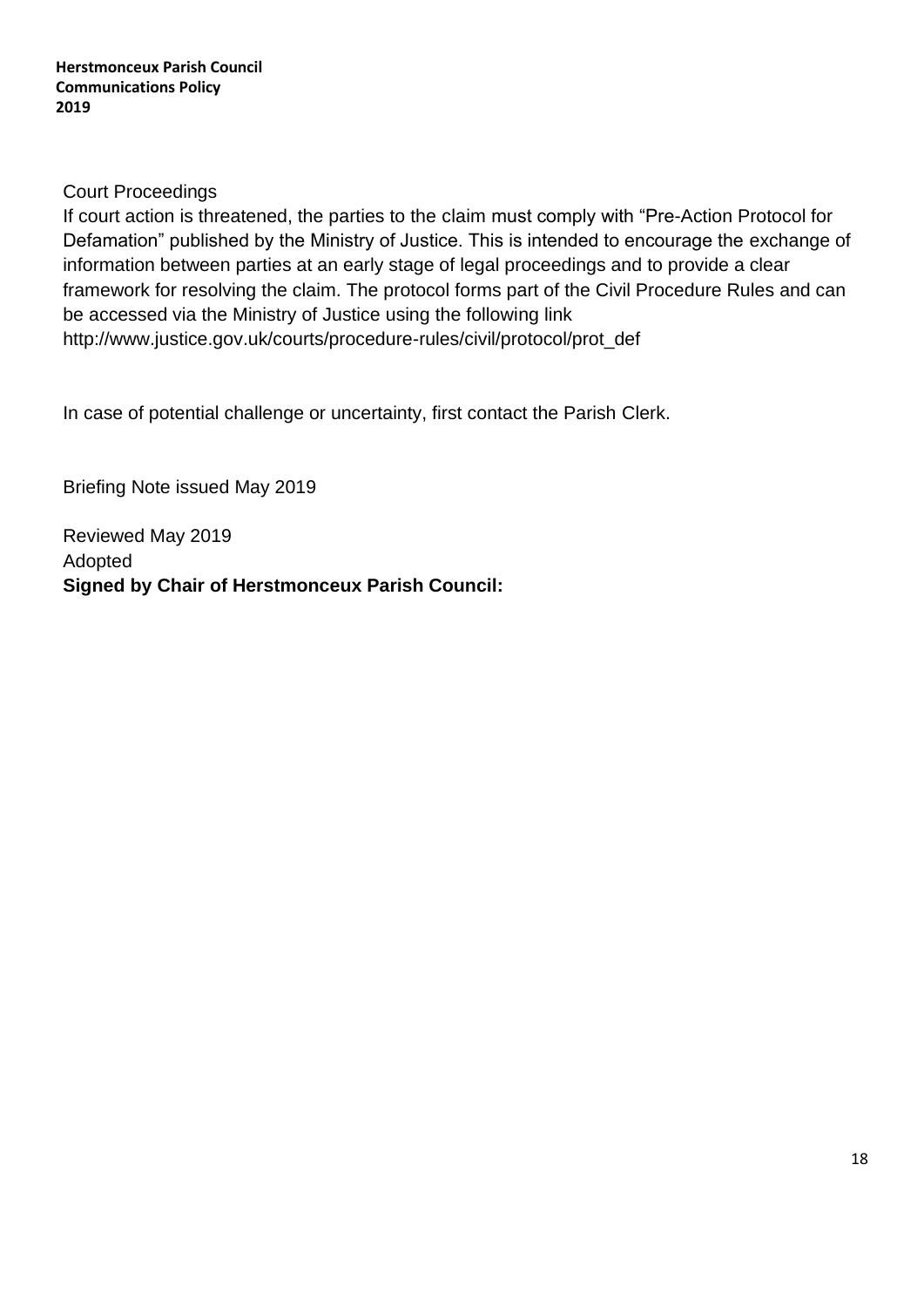## Court Proceedings

If court action is threatened, the parties to the claim must comply with "Pre-Action Protocol for Defamation" published by the Ministry of Justice. This is intended to encourage the exchange of information between parties at an early stage of legal proceedings and to provide a clear framework for resolving the claim. The protocol forms part of the Civil Procedure Rules and can be accessed via the Ministry of Justice using the following link http://www.justice.gov.uk/courts/procedure-rules/civil/protocol/prot_def

In case of potential challenge or uncertainty, first contact the Parish Clerk.

Briefing Note issued May 2019

Reviewed May 2019
Adopted
**Signed by Chair of Herstmonceux Parish Council:**